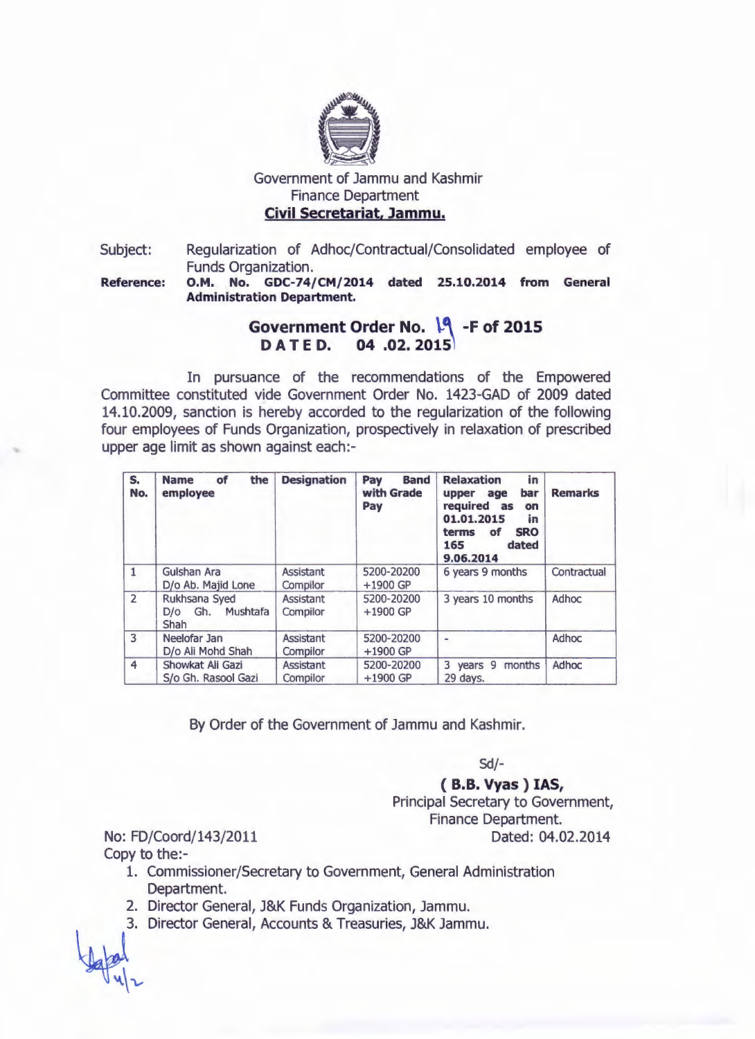Government of Jammu and Kashmir
Finance Department
**Civil Secretariat, Jammu.**

Subject: Regularization of Adhoc/Contractual/Consolidated employee of Funds Organization.

**Reference: O.M. No. GDC-74/CM/2014 dated 25.10.2014 from General Administration Department.**

## Government Order No. 19 -F of 2015
## D A T E D. 04 .02. 2015

In pursuance of the recommendations of the Empowered Committee constituted vide Government Order No. 1423-GAD of 2009 dated 14.10.2009, sanction is hereby accorded to the regularization of the following four employees of Funds Organization, prospectively in relaxation of prescribed upper age limit as shown against each:-

| S. No. | Name of the employee | Designation | Pay Band with Grade Pay | Relaxation in upper age bar required as on 01.01.2015 in terms of SRO 165 dated 9.06.2014 | Remarks |
|---|---|---|---|---|---|
| 1 | Gulshan Ara D/o Ab. Majid Lone | Assistant Compilor | 5200-20200 +1900 GP | 6 years 9 months | Contractual |
| 2 | Rukhsana Syed D/o Gh. Mushtafa Shah | Assistant Compilor | 5200-20200 +1900 GP | 3 years 10 months | Adhoc |
| 3 | Neelofar Jan D/o Ali Mohd Shah | Assistant Compilor | 5200-20200 +1900 GP | - | Adhoc |
| 4 | Showkat Ali Gazi S/o Gh. Rasool Gazi | Assistant Compilor | 5200-20200 +1900 GP | 3 years 9 months 29 days. | Adhoc |

By Order of the Government of Jammu and Kashmir.

Sd/-

**( B.B. Vyas ) IAS,**
Principal Secretary to Government,
Finance Department.

No: FD/Coord/143/2011 Dated: 04.02.2014

Copy to the:-

1. Commissioner/Secretary to Government, General Administration Department.
2. Director General, J&K Funds Organization, Jammu.
3. Director General, Accounts & Treasuries, J&K Jammu.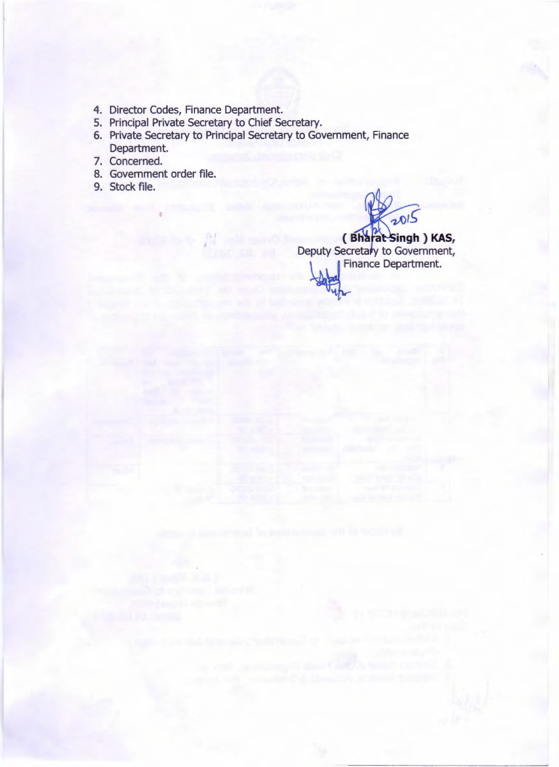4. Director Codes, Finance Department.
5. Principal Private Secretary to Chief Secretary.
6. Private Secretary to Principal Secretary to Government, Finance Department.
7. Concerned.
8. Government order file.
9. Stock file.

2015

**( Bharat Singh ) KAS,**
Deputy Secretary to Government,
Finance Department.